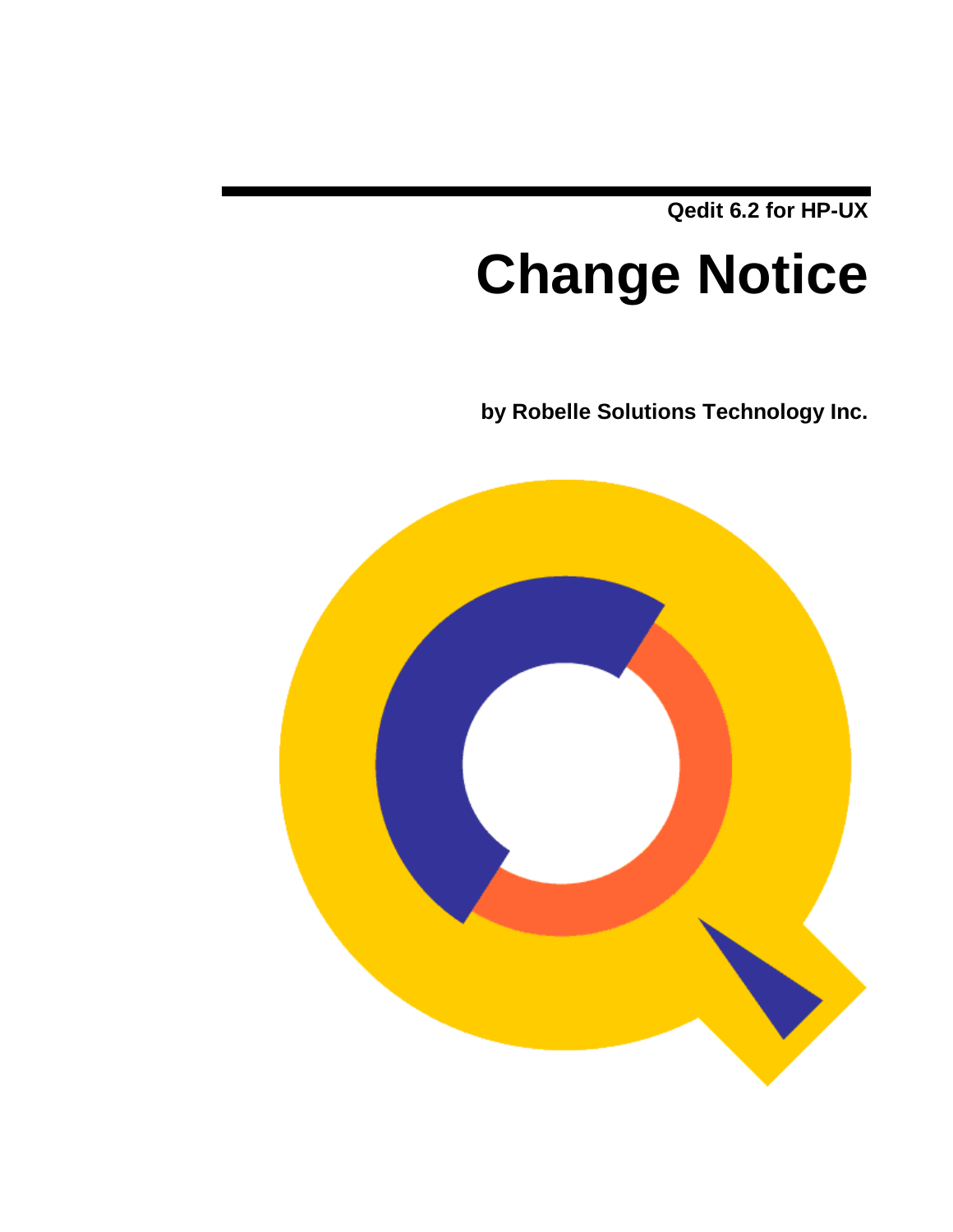Qedit 6.2 for HP-UX

# Change Notice

**by Robelle Solutions Technology Inc.**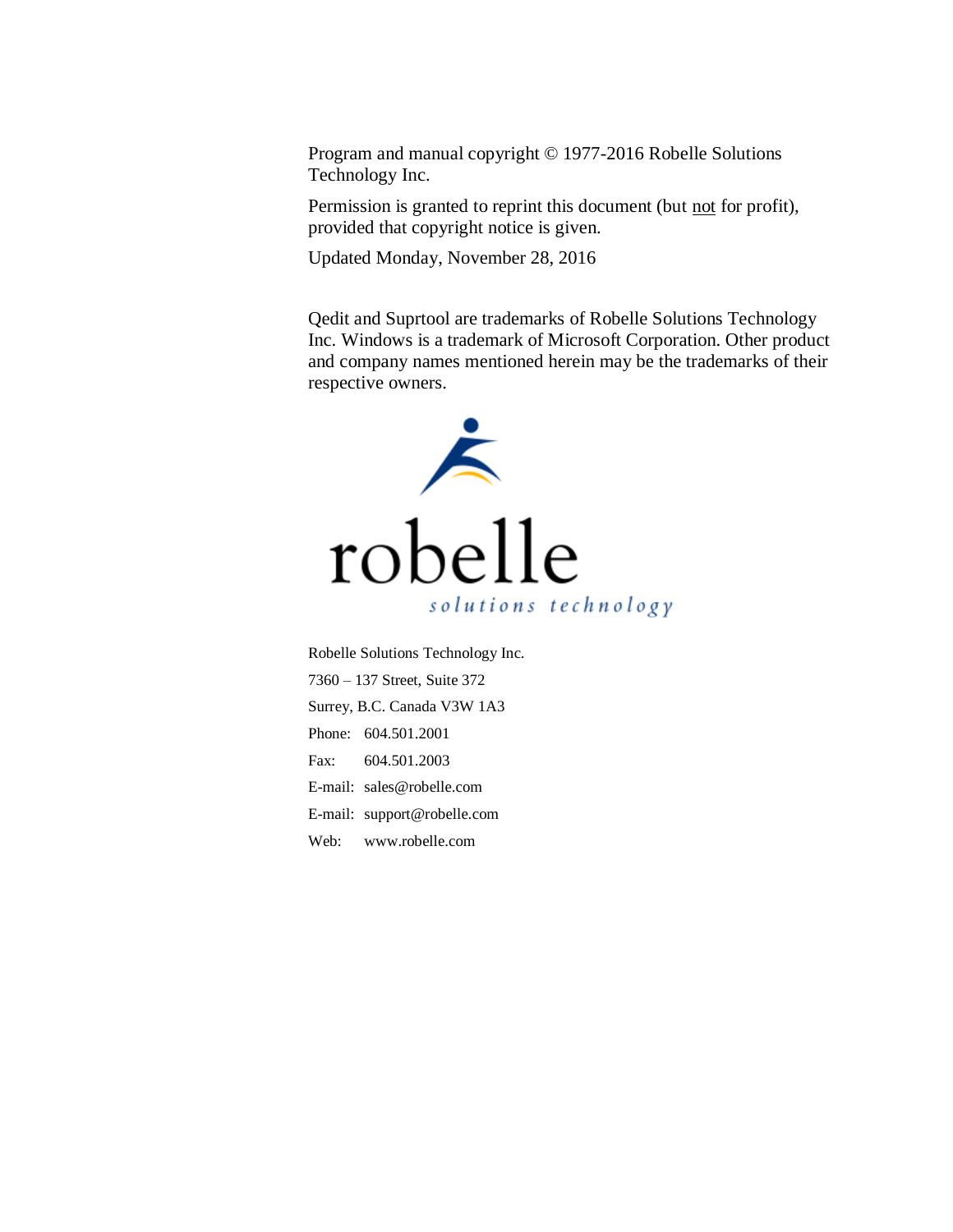Program and manual copyright © 1977-2016 Robelle Solutions Technology Inc.

Permission is granted to reprint this document (but not for profit), provided that copyright notice is given.

Updated Monday, November 28, 2016

Qedit and Suprtool are trademarks of Robelle Solutions Technology Inc. Windows is a trademark of Microsoft Corporation. Other product and company names mentioned herein may be the trademarks of their respective owners.

robelle

*solutions technology*

Robelle Solutions Technology Inc.

7360 – 137 Street, Suite 372

Surrey, B.C. Canada V3W 1A3

Phone: 604.501.2001

Fax: 604.501.2003

E-mail: sales@robelle.com

E-mail: support@robelle.com

Web: www.robelle.com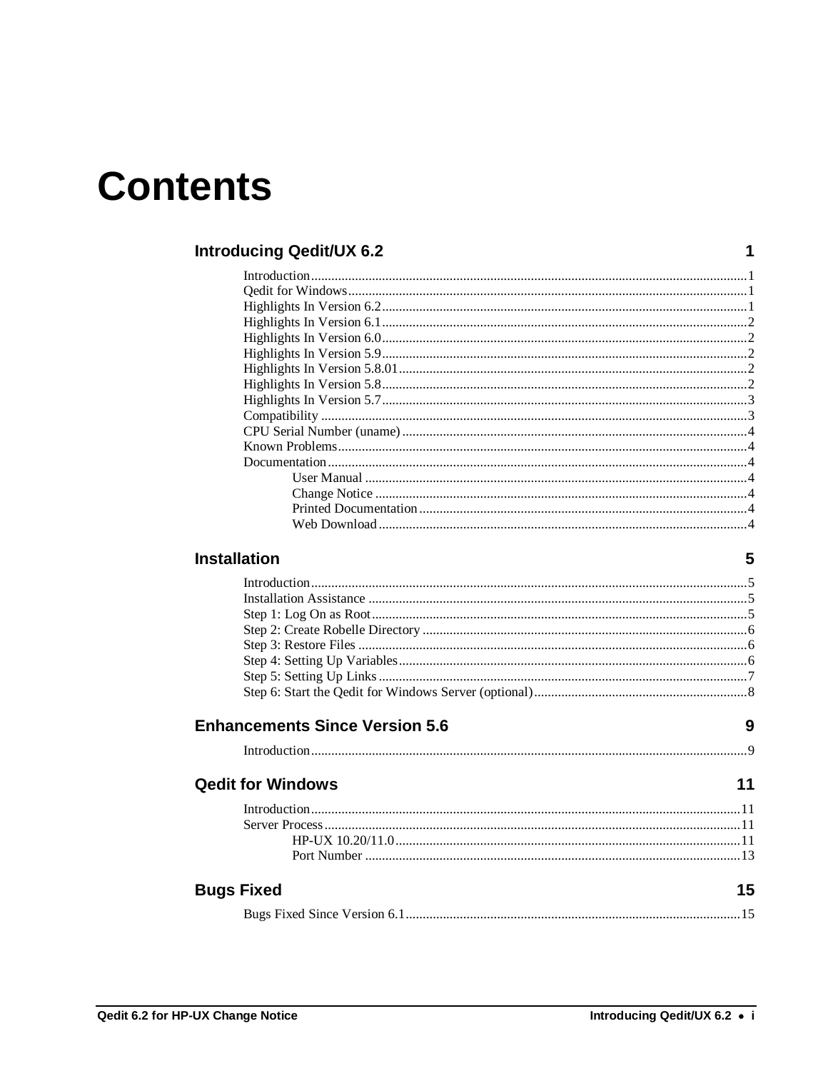# Contents

## Introducing Qedit/UX 6.2 — 1

- Introduction ... 1
- Qedit for Windows ... 1
- Highlights In Version 6.2 ... 1
- Highlights In Version 6.1 ... 2
- Highlights In Version 6.0 ... 2
- Highlights In Version 5.9 ... 2
- Highlights In Version 5.8.01 ... 2
- Highlights In Version 5.8 ... 2
- Highlights In Version 5.7 ... 3
- Compatibility ... 3
- CPU Serial Number (uname) ... 4
- Known Problems ... 4
- Documentation ... 4
  - User Manual ... 4
  - Change Notice ... 4
  - Printed Documentation ... 4
  - Web Download ... 4

## Installation — 5

- Introduction ... 5
- Installation Assistance ... 5
- Step 1: Log On as Root ... 5
- Step 2: Create Robelle Directory ... 6
- Step 3: Restore Files ... 6
- Step 4: Setting Up Variables ... 6
- Step 5: Setting Up Links ... 7
- Step 6: Start the Qedit for Windows Server (optional) ... 8

## Enhancements Since Version 5.6 — 9

- Introduction ... 9

## Qedit for Windows — 11

- Introduction ... 11
- Server Process ... 11
  - HP-UX 10.20/11.0 ... 11
  - Port Number ... 13

## Bugs Fixed — 15

- Bugs Fixed Since Version 6.1 ... 15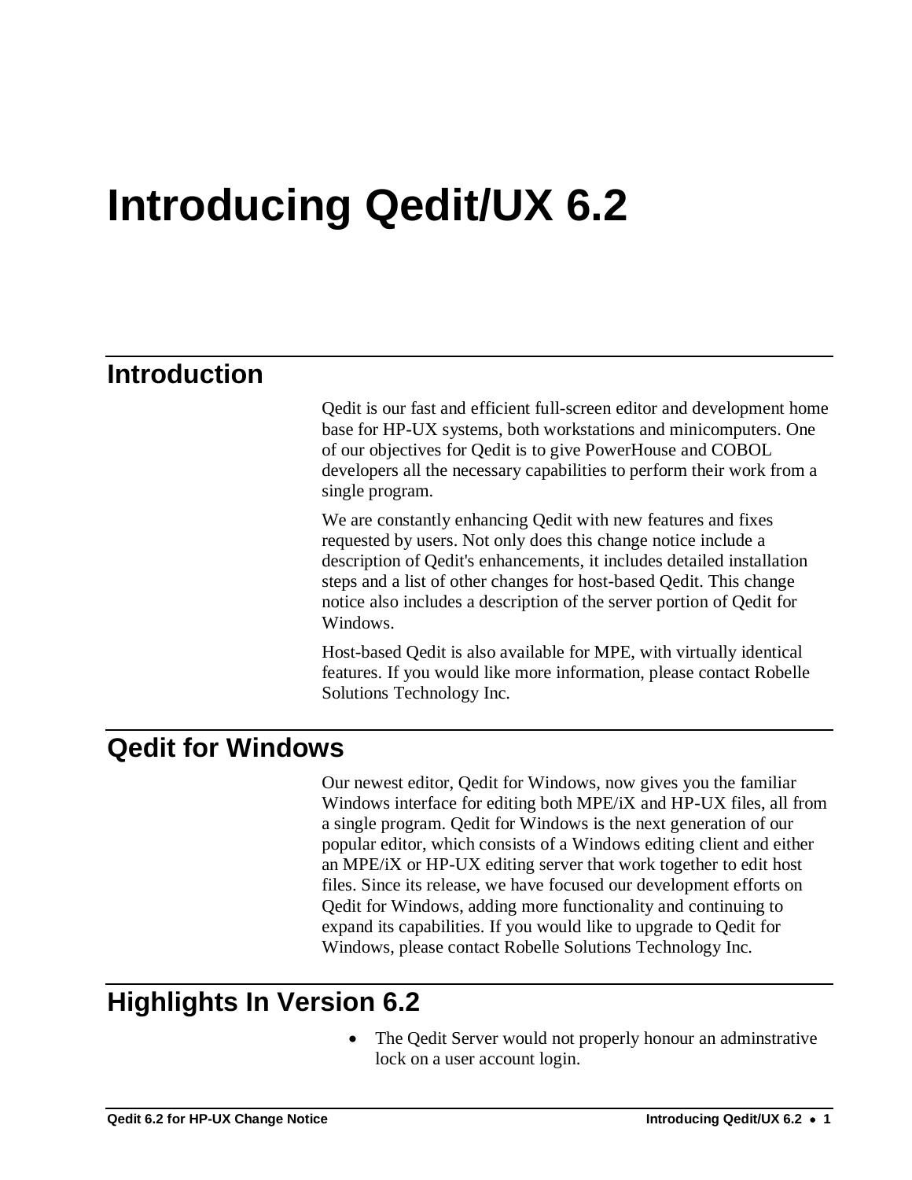# Introducing Qedit/UX 6.2

## Introduction

Qedit is our fast and efficient full-screen editor and development home base for HP-UX systems, both workstations and minicomputers. One of our objectives for Qedit is to give PowerHouse and COBOL developers all the necessary capabilities to perform their work from a single program.

We are constantly enhancing Qedit with new features and fixes requested by users. Not only does this change notice include a description of Qedit's enhancements, it includes detailed installation steps and a list of other changes for host-based Qedit. This change notice also includes a description of the server portion of Qedit for Windows.

Host-based Qedit is also available for MPE, with virtually identical features. If you would like more information, please contact Robelle Solutions Technology Inc.

## Qedit for Windows

Our newest editor, Qedit for Windows, now gives you the familiar Windows interface for editing both MPE/iX and HP-UX files, all from a single program. Qedit for Windows is the next generation of our popular editor, which consists of a Windows editing client and either an MPE/iX or HP-UX editing server that work together to edit host files. Since its release, we have focused our development efforts on Qedit for Windows, adding more functionality and continuing to expand its capabilities. If you would like to upgrade to Qedit for Windows, please contact Robelle Solutions Technology Inc.

## Highlights In Version 6.2

- The Qedit Server would not properly honour an adminstrative lock on a user account login.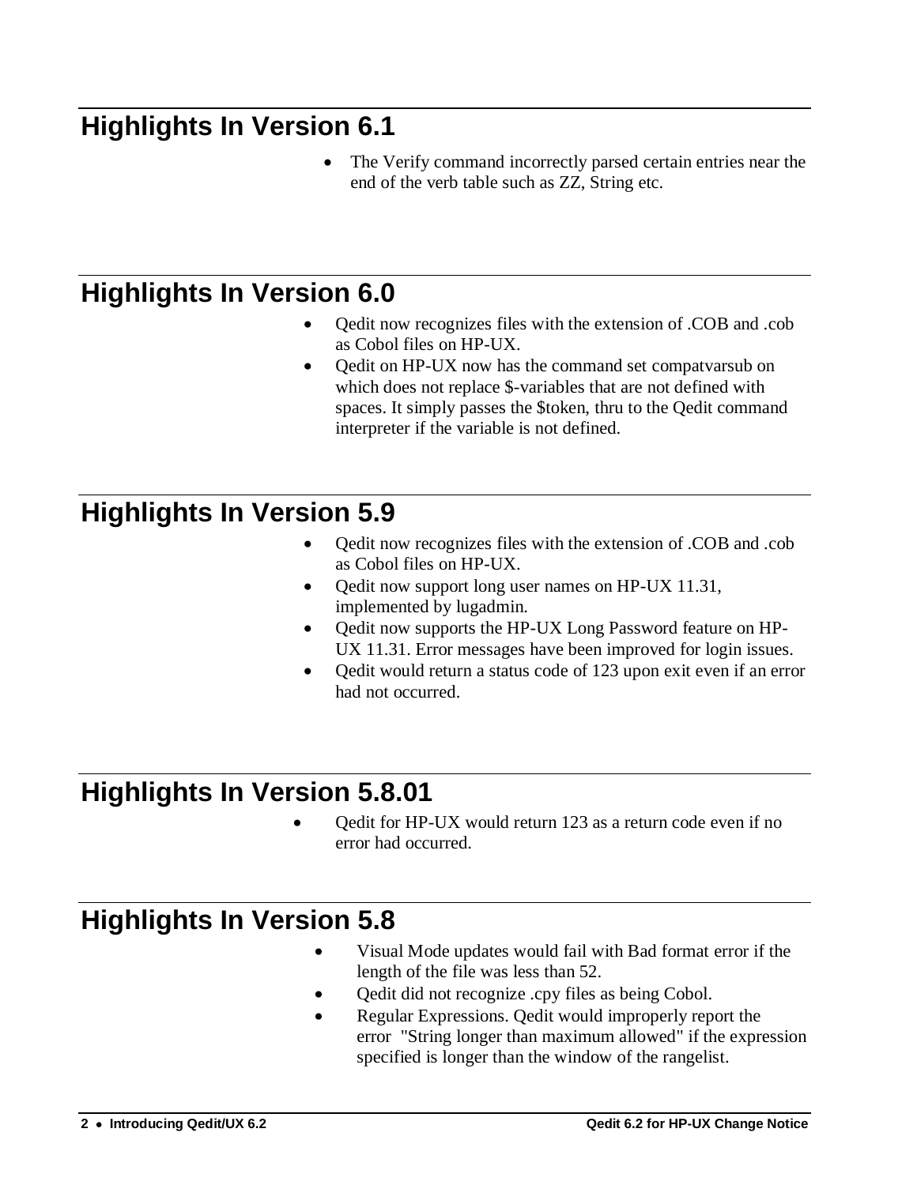## Highlights In Version 6.1

- The Verify command incorrectly parsed certain entries near the end of the verb table such as ZZ, String etc.

## Highlights In Version 6.0

- Qedit now recognizes files with the extension of .COB and .cob as Cobol files on HP-UX.
- Qedit on HP-UX now has the command set compatvarsub on which does not replace $-variables that are not defined with spaces. It simply passes the $token, thru to the Qedit command interpreter if the variable is not defined.

## Highlights In Version 5.9

- Qedit now recognizes files with the extension of .COB and .cob as Cobol files on HP-UX.
- Qedit now support long user names on HP-UX 11.31, implemented by lugadmin.
- Qedit now supports the HP-UX Long Password feature on HP-UX 11.31. Error messages have been improved for login issues.
- Qedit would return a status code of 123 upon exit even if an error had not occurred.

## Highlights In Version 5.8.01

- Qedit for HP-UX would return 123 as a return code even if no error had occurred.

## Highlights In Version 5.8

- Visual Mode updates would fail with Bad format error if the length of the file was less than 52.
- Qedit did not recognize .cpy files as being Cobol.
- Regular Expressions. Qedit would improperly report the error "String longer than maximum allowed" if the expression specified is longer than the window of the rangelist.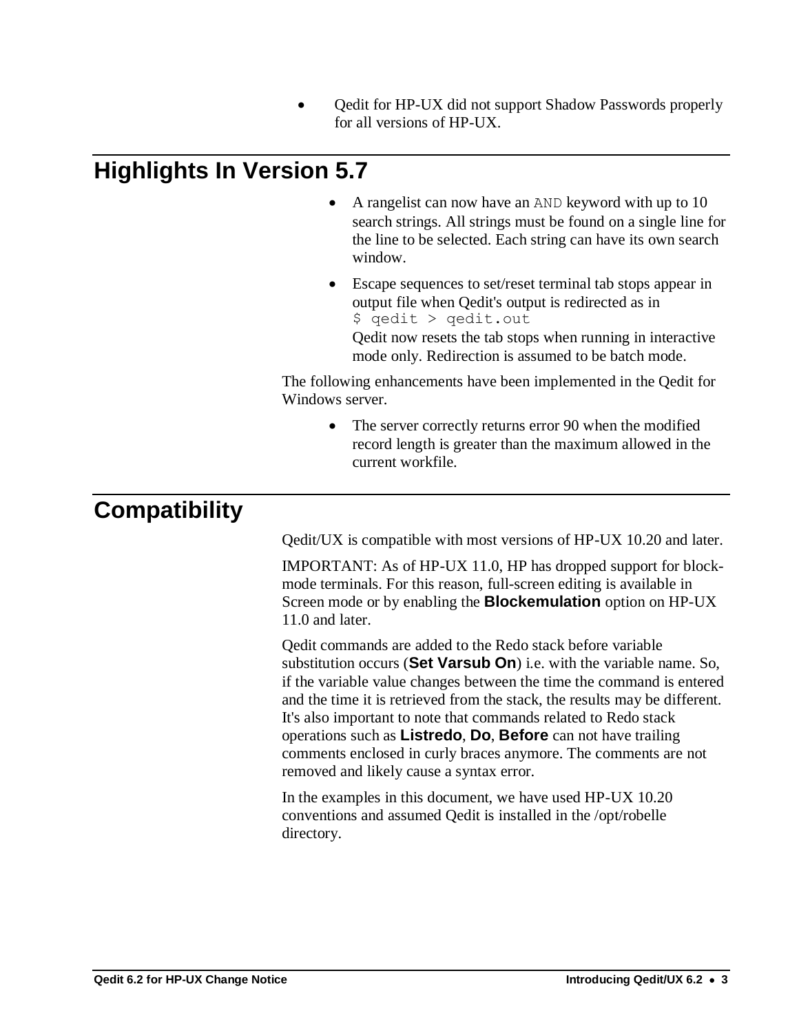- Qedit for HP-UX did not support Shadow Passwords properly for all versions of HP-UX.

## Highlights In Version 5.7

- A rangelist can now have an `AND` keyword with up to 10 search strings. All strings must be found on a single line for the line to be selected. Each string can have its own search window.
- Escape sequences to set/reset terminal tab stops appear in output file when Qedit's output is redirected as in
  `$ qedit > qedit.out`
  Qedit now resets the tab stops when running in interactive mode only. Redirection is assumed to be batch mode.

The following enhancements have been implemented in the Qedit for Windows server.

- The server correctly returns error 90 when the modified record length is greater than the maximum allowed in the current workfile.

## Compatibility

Qedit/UX is compatible with most versions of HP-UX 10.20 and later.

IMPORTANT: As of HP-UX 11.0, HP has dropped support for block-mode terminals. For this reason, full-screen editing is available in Screen mode or by enabling the **Blockemulation** option on HP-UX 11.0 and later.

Qedit commands are added to the Redo stack before variable substitution occurs (**Set Varsub On**) i.e. with the variable name. So, if the variable value changes between the time the command is entered and the time it is retrieved from the stack, the results may be different. It's also important to note that commands related to Redo stack operations such as **Listredo**, **Do**, **Before** can not have trailing comments enclosed in curly braces anymore. The comments are not removed and likely cause a syntax error.

In the examples in this document, we have used HP-UX 10.20 conventions and assumed Qedit is installed in the /opt/robelle directory.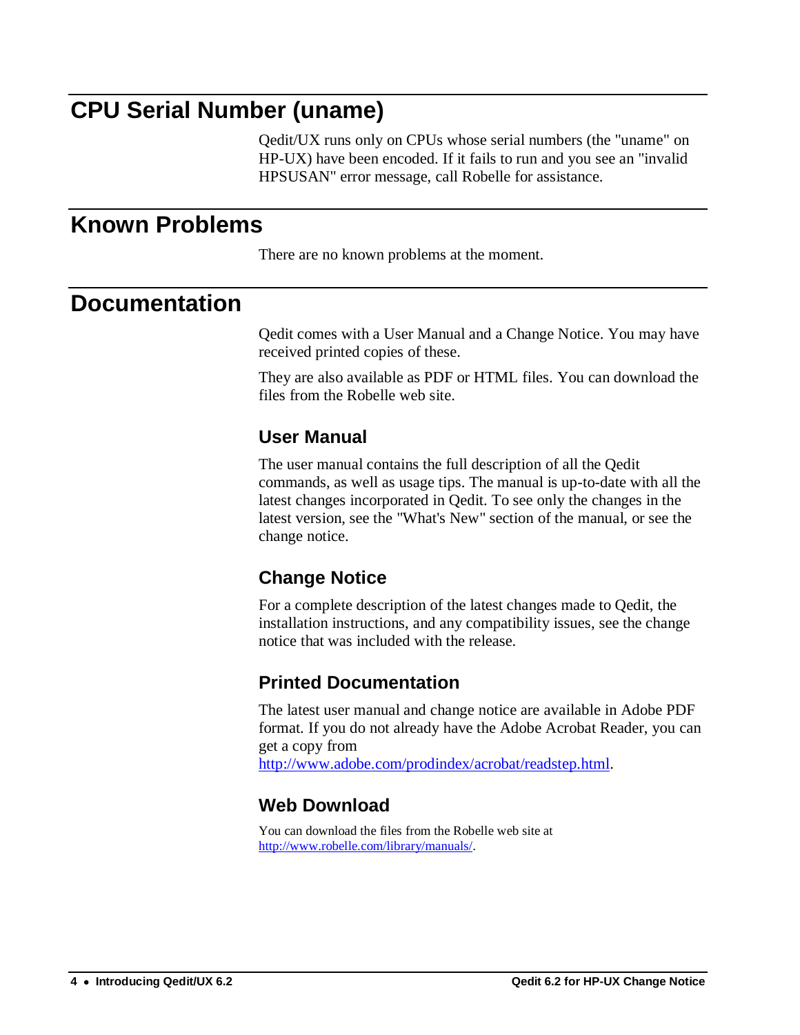# CPU Serial Number (uname)

Qedit/UX runs only on CPUs whose serial numbers (the "uname" on HP-UX) have been encoded. If it fails to run and you see an "invalid HPSUSAN" error message, call Robelle for assistance.

# Known Problems

There are no known problems at the moment.

# Documentation

Qedit comes with a User Manual and a Change Notice. You may have received printed copies of these.

They are also available as PDF or HTML files. You can download the files from the Robelle web site.

## User Manual

The user manual contains the full description of all the Qedit commands, as well as usage tips. The manual is up-to-date with all the latest changes incorporated in Qedit. To see only the changes in the latest version, see the "What's New" section of the manual, or see the change notice.

## Change Notice

For a complete description of the latest changes made to Qedit, the installation instructions, and any compatibility issues, see the change notice that was included with the release.

## Printed Documentation

The latest user manual and change notice are available in Adobe PDF format. If you do not already have the Adobe Acrobat Reader, you can get a copy from http://www.adobe.com/prodindex/acrobat/readstep.html.

## Web Download

You can download the files from the Robelle web site at http://www.robelle.com/library/manuals/.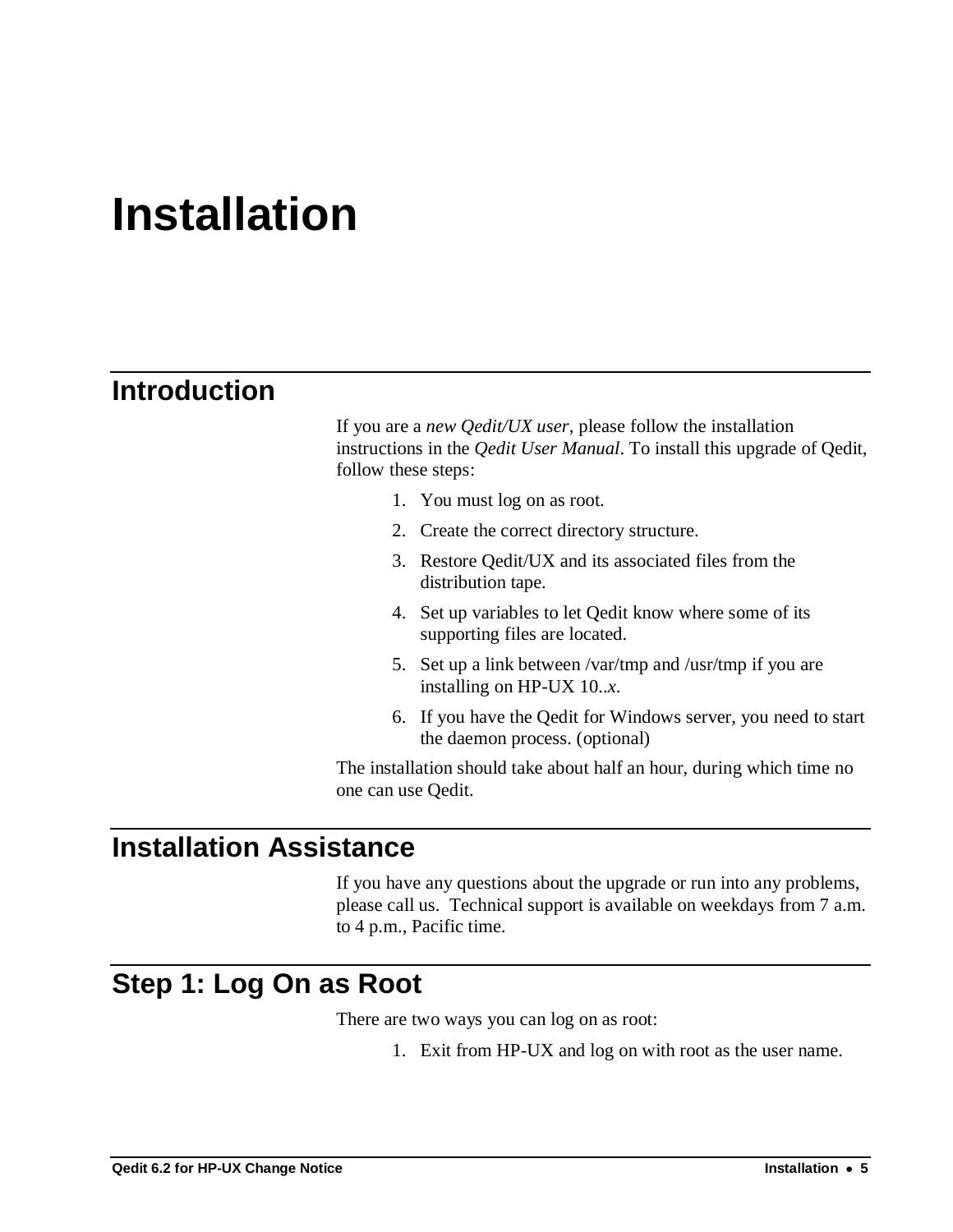# Installation

## Introduction

If you are a *new Qedit/UX user*, please follow the installation instructions in the *Qedit User Manual*. To install this upgrade of Qedit, follow these steps:

1. You must log on as root.
2. Create the correct directory structure.
3. Restore Qedit/UX and its associated files from the distribution tape.
4. Set up variables to let Qedit know where some of its supporting files are located.
5. Set up a link between /var/tmp and /usr/tmp if you are installing on HP-UX 10..*x*.
6. If you have the Qedit for Windows server, you need to start the daemon process. (optional)

The installation should take about half an hour, during which time no one can use Qedit.

## Installation Assistance

If you have any questions about the upgrade or run into any problems, please call us. Technical support is available on weekdays from 7 a.m. to 4 p.m., Pacific time.

## Step 1: Log On as Root

There are two ways you can log on as root:

1. Exit from HP-UX and log on with root as the user name.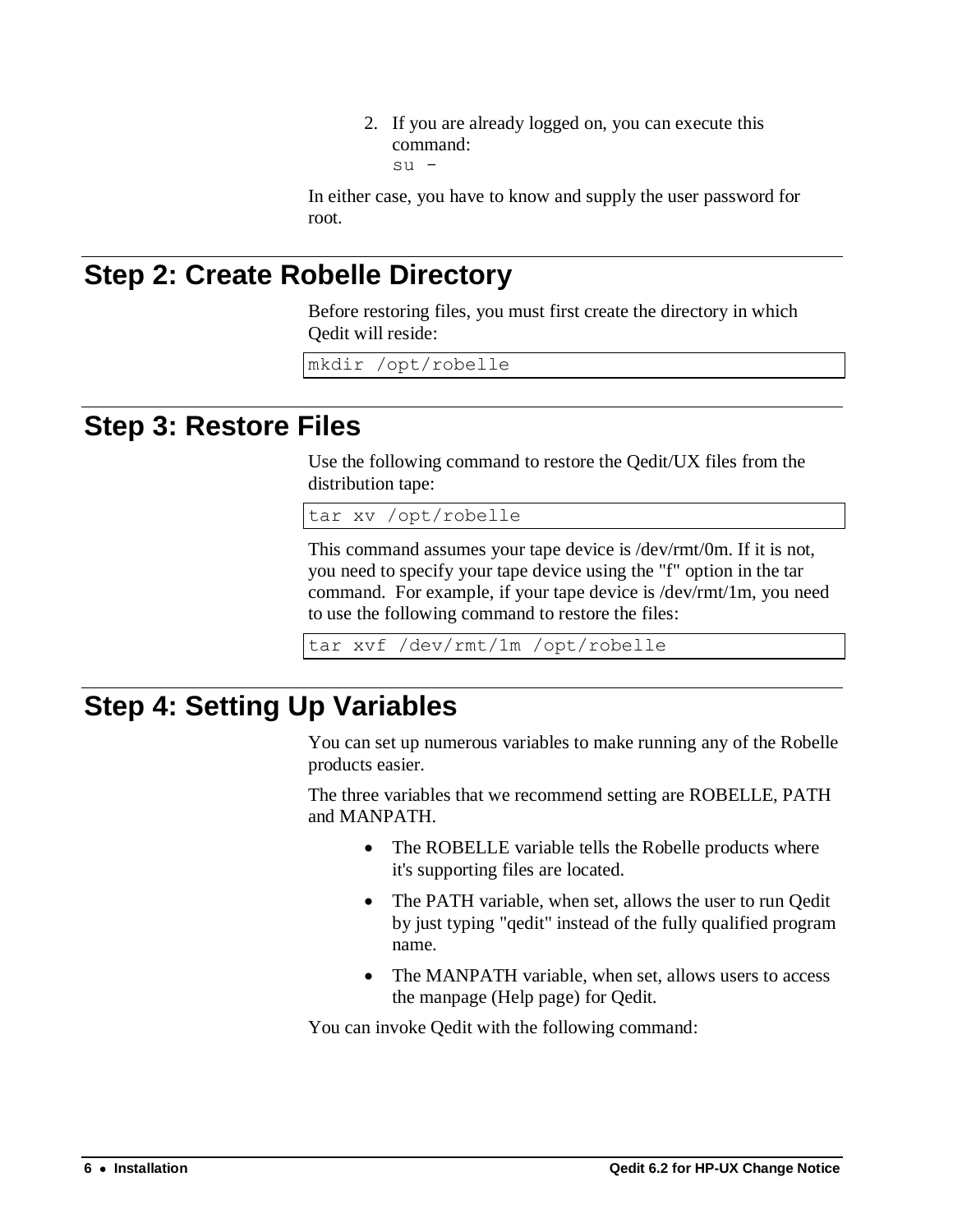2. If you are already logged on, you can execute this command:
   su -

In either case, you have to know and supply the user password for root.

## Step 2: Create Robelle Directory

Before restoring files, you must first create the directory in which Qedit will reside:

```
mkdir /opt/robelle
```

## Step 3: Restore Files

Use the following command to restore the Qedit/UX files from the distribution tape:

```
tar xv /opt/robelle
```

This command assumes your tape device is /dev/rmt/0m. If it is not, you need to specify your tape device using the "f" option in the tar command. For example, if your tape device is /dev/rmt/1m, you need to use the following command to restore the files:

```
tar xvf /dev/rmt/1m /opt/robelle
```

## Step 4: Setting Up Variables

You can set up numerous variables to make running any of the Robelle products easier.

The three variables that we recommend setting are ROBELLE, PATH and MANPATH.

- The ROBELLE variable tells the Robelle products where it's supporting files are located.
- The PATH variable, when set, allows the user to run Qedit by just typing "qedit" instead of the fully qualified program name.
- The MANPATH variable, when set, allows users to access the manpage (Help page) for Qedit.

You can invoke Qedit with the following command: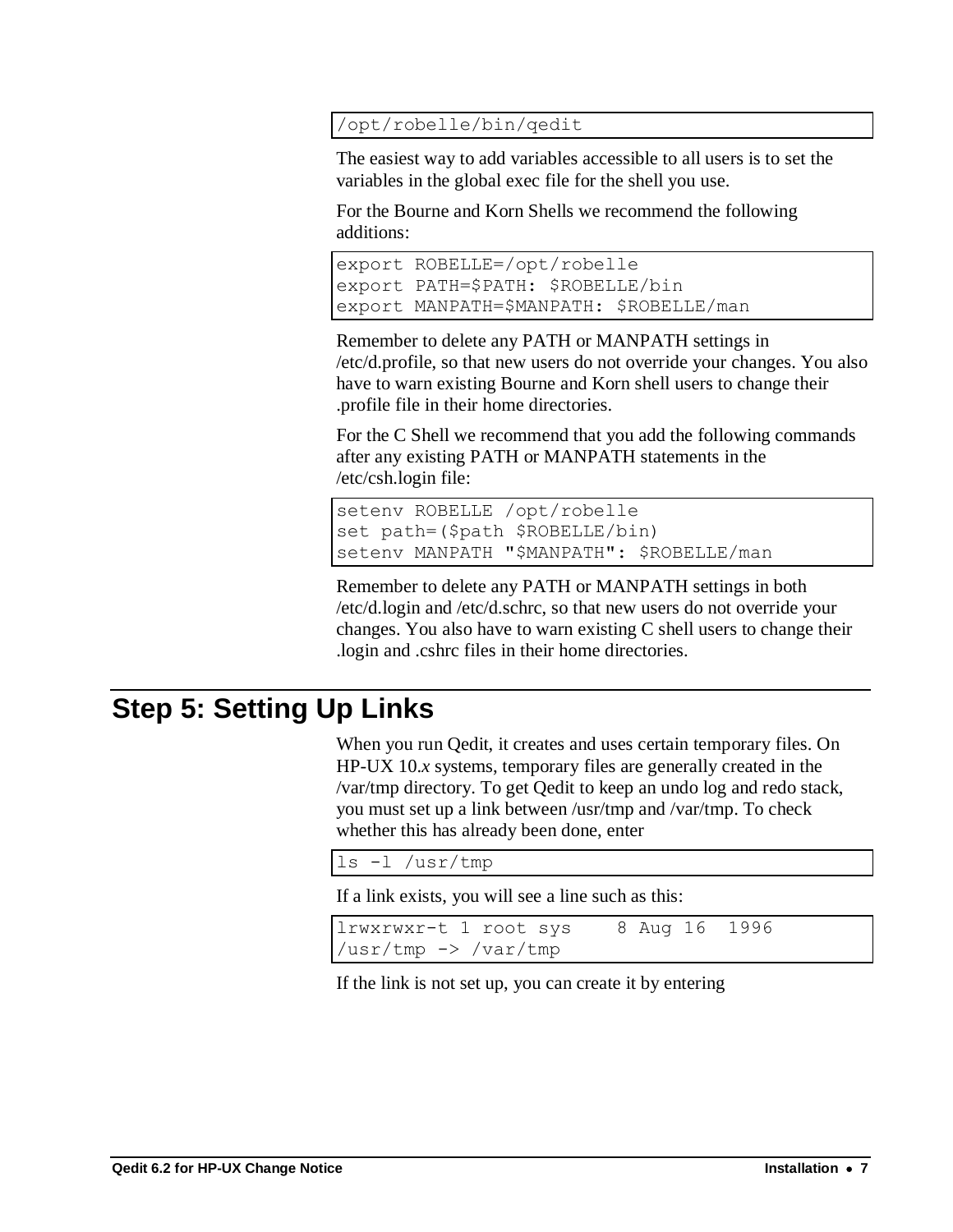```
/opt/robelle/bin/qedit
```

The easiest way to add variables accessible to all users is to set the variables in the global exec file for the shell you use.

For the Bourne and Korn Shells we recommend the following additions:

```
export ROBELLE=/opt/robelle
export PATH=$PATH: $ROBELLE/bin
export MANPATH=$MANPATH: $ROBELLE/man
```

Remember to delete any PATH or MANPATH settings in /etc/d.profile, so that new users do not override your changes. You also have to warn existing Bourne and Korn shell users to change their .profile file in their home directories.

For the C Shell we recommend that you add the following commands after any existing PATH or MANPATH statements in the /etc/csh.login file:

```
setenv ROBELLE /opt/robelle
set path=($path $ROBELLE/bin)
setenv MANPATH "$MANPATH": $ROBELLE/man
```

Remember to delete any PATH or MANPATH settings in both /etc/d.login and /etc/d.schrc, so that new users do not override your changes. You also have to warn existing C shell users to change their .login and .cshrc files in their home directories.

## Step 5: Setting Up Links

When you run Qedit, it creates and uses certain temporary files. On HP-UX 10.*x* systems, temporary files are generally created in the /var/tmp directory. To get Qedit to keep an undo log and redo stack, you must set up a link between /usr/tmp and /var/tmp. To check whether this has already been done, enter

```
ls -l /usr/tmp
```

If a link exists, you will see a line such as this:

```
lrwxrwxr-t 1 root sys    8 Aug 16  1996
/usr/tmp -> /var/tmp
```

If the link is not set up, you can create it by entering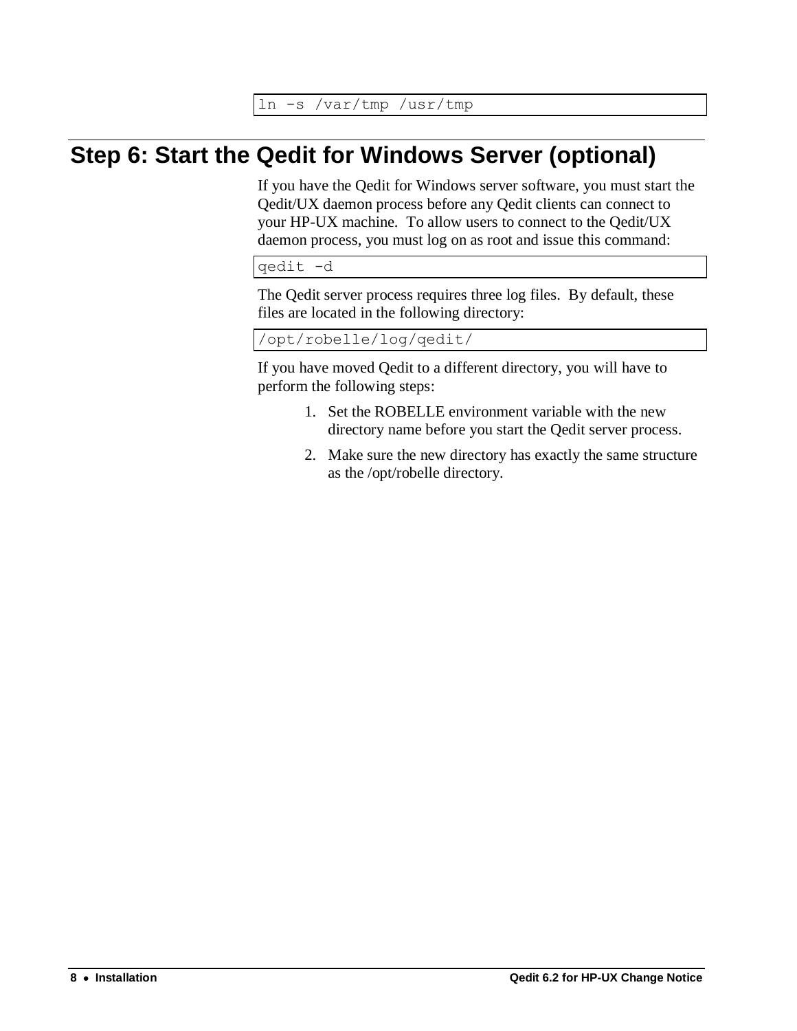```
ln -s /var/tmp /usr/tmp
```

## Step 6: Start the Qedit for Windows Server (optional)

If you have the Qedit for Windows server software, you must start the Qedit/UX daemon process before any Qedit clients can connect to your HP-UX machine. To allow users to connect to the Qedit/UX daemon process, you must log on as root and issue this command:

```
qedit -d
```

The Qedit server process requires three log files. By default, these files are located in the following directory:

```
/opt/robelle/log/qedit/
```

If you have moved Qedit to a different directory, you will have to perform the following steps:

1. Set the ROBELLE environment variable with the new directory name before you start the Qedit server process.
2. Make sure the new directory has exactly the same structure as the /opt/robelle directory.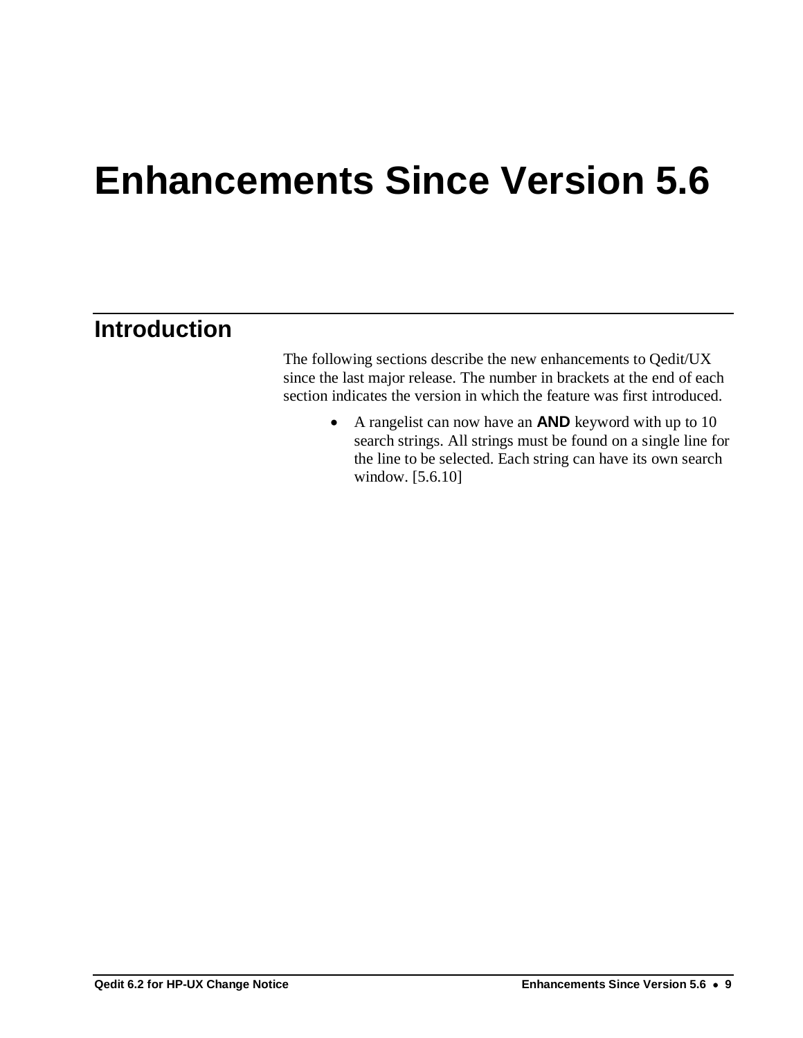# Enhancements Since Version 5.6

## Introduction

The following sections describe the new enhancements to Qedit/UX since the last major release. The number in brackets at the end of each section indicates the version in which the feature was first introduced.

- A rangelist can now have an **AND** keyword with up to 10 search strings. All strings must be found on a single line for the line to be selected. Each string can have its own search window. [5.6.10]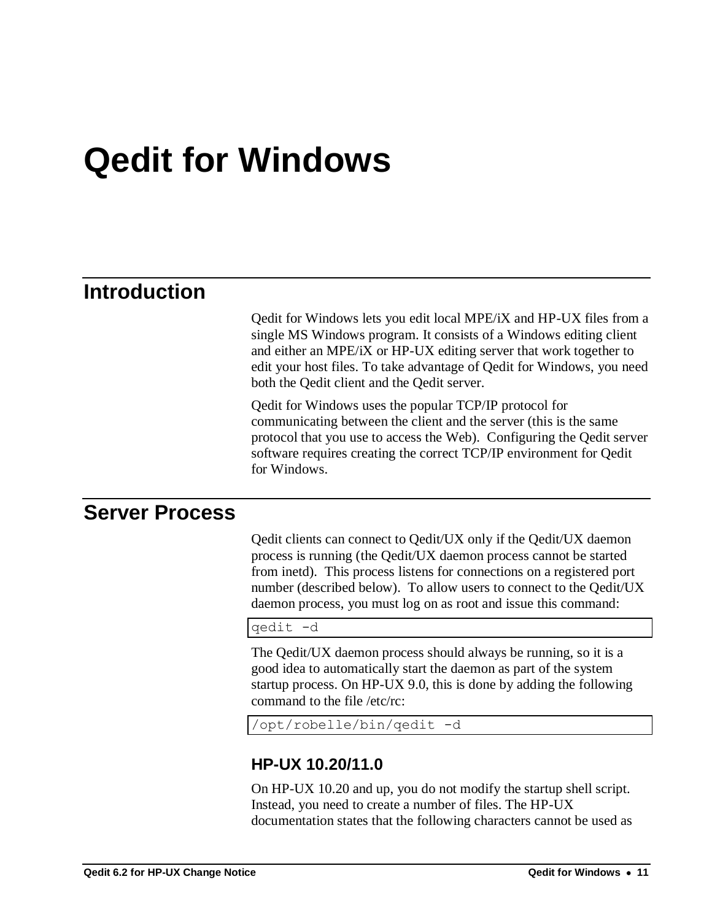# Qedit for Windows

## Introduction

Qedit for Windows lets you edit local MPE/iX and HP-UX files from a single MS Windows program. It consists of a Windows editing client and either an MPE/iX or HP-UX editing server that work together to edit your host files. To take advantage of Qedit for Windows, you need both the Qedit client and the Qedit server.

Qedit for Windows uses the popular TCP/IP protocol for communicating between the client and the server (this is the same protocol that you use to access the Web). Configuring the Qedit server software requires creating the correct TCP/IP environment for Qedit for Windows.

## Server Process

Qedit clients can connect to Qedit/UX only if the Qedit/UX daemon process is running (the Qedit/UX daemon process cannot be started from inetd). This process listens for connections on a registered port number (described below). To allow users to connect to the Qedit/UX daemon process, you must log on as root and issue this command:

```
qedit -d
```

The Qedit/UX daemon process should always be running, so it is a good idea to automatically start the daemon as part of the system startup process. On HP-UX 9.0, this is done by adding the following command to the file /etc/rc:

```
/opt/robelle/bin/qedit -d
```

### HP-UX 10.20/11.0

On HP-UX 10.20 and up, you do not modify the startup shell script. Instead, you need to create a number of files. The HP-UX documentation states that the following characters cannot be used as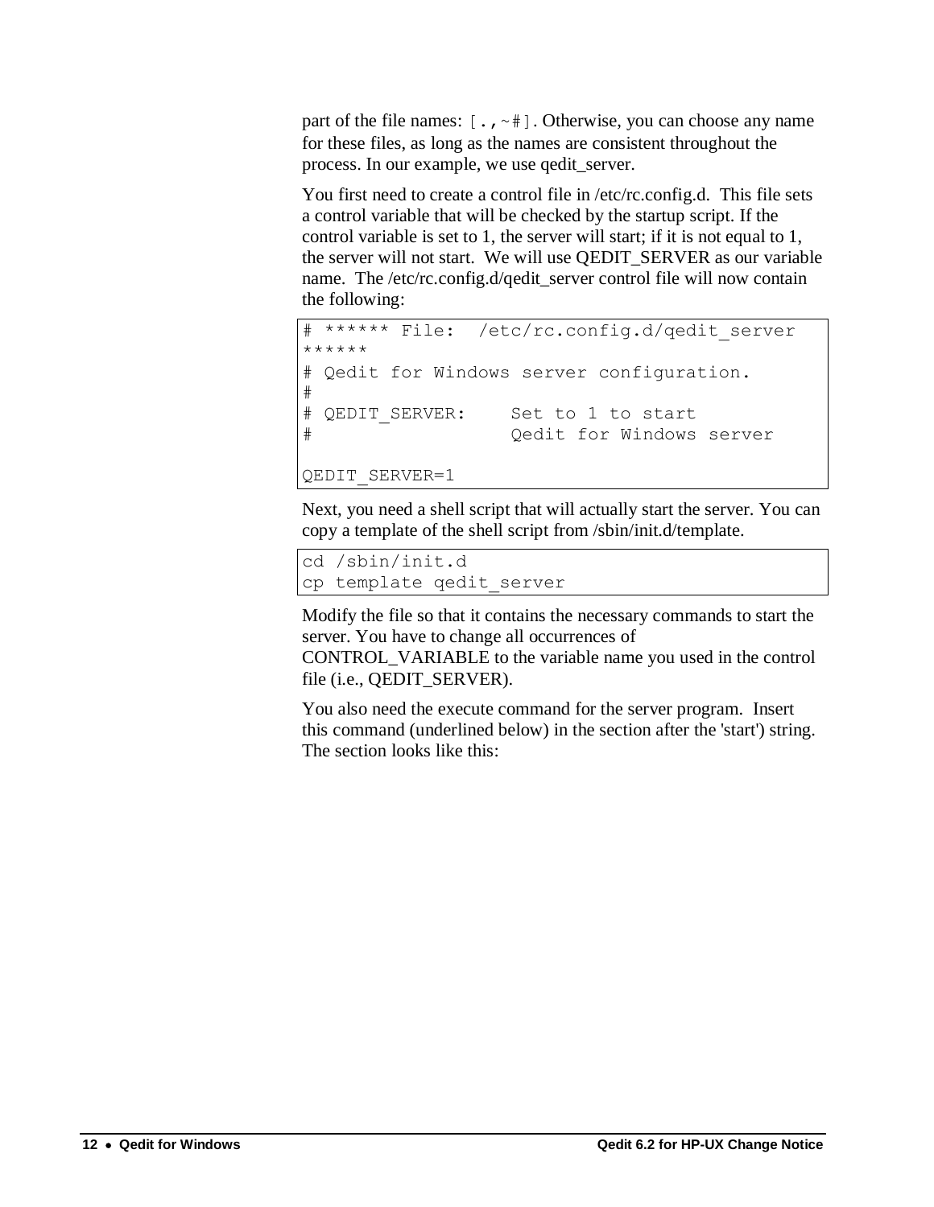part of the file names: `[.,~#]`. Otherwise, you can choose any name for these files, as long as the names are consistent throughout the process. In our example, we use qedit_server.

You first need to create a control file in /etc/rc.config.d. This file sets a control variable that will be checked by the startup script. If the control variable is set to 1, the server will start; if it is not equal to 1, the server will not start. We will use QEDIT_SERVER as our variable name. The /etc/rc.config.d/qedit_server control file will now contain the following:

```
# ****** File:  /etc/rc.config.d/qedit_server
******
# Qedit for Windows server configuration.
#
# QEDIT_SERVER:     Set to 1 to start
#                   Qedit for Windows server

QEDIT_SERVER=1
```

Next, you need a shell script that will actually start the server. You can copy a template of the shell script from /sbin/init.d/template.

```
cd /sbin/init.d
cp template qedit_server
```

Modify the file so that it contains the necessary commands to start the server. You have to change all occurrences of CONTROL_VARIABLE to the variable name you used in the control file (i.e., QEDIT_SERVER).

You also need the execute command for the server program. Insert this command (underlined below) in the section after the 'start') string. The section looks like this: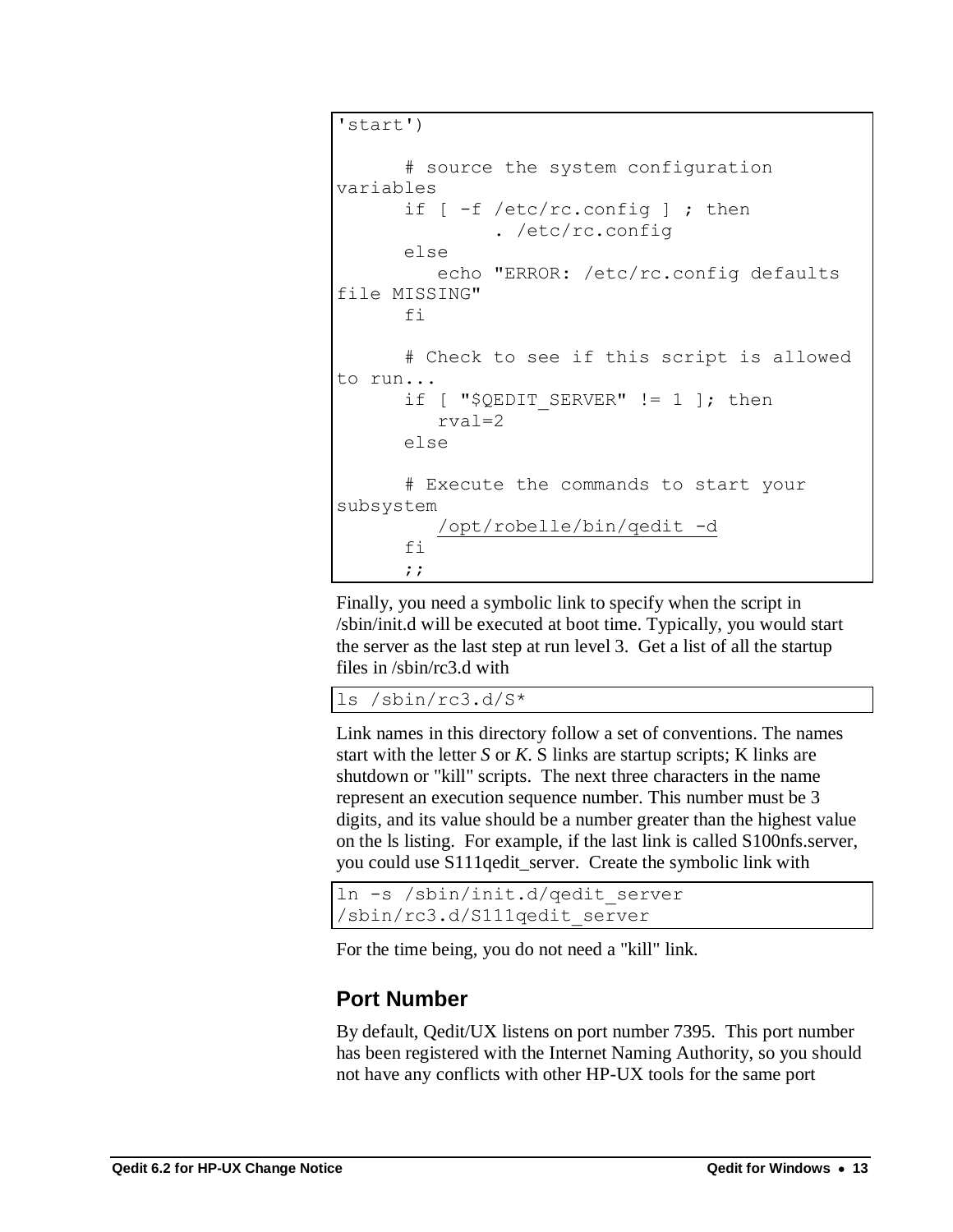```
'start')

      # source the system configuration
variables
      if [ -f /etc/rc.config ] ; then
              . /etc/rc.config
      else
         echo "ERROR: /etc/rc.config defaults
file MISSING"
      fi

      # Check to see if this script is allowed
to run...
      if [ "$QEDIT_SERVER" != 1 ]; then
         rval=2
      else

      # Execute the commands to start your
subsystem
         /opt/robelle/bin/qedit -d
      fi
      ;;
```

Finally, you need a symbolic link to specify when the script in /sbin/init.d will be executed at boot time. Typically, you would start the server as the last step at run level 3. Get a list of all the startup files in /sbin/rc3.d with

```
ls /sbin/rc3.d/S*
```

Link names in this directory follow a set of conventions. The names start with the letter *S* or *K*. S links are startup scripts; K links are shutdown or "kill" scripts. The next three characters in the name represent an execution sequence number. This number must be 3 digits, and its value should be a number greater than the highest value on the ls listing. For example, if the last link is called S100nfs.server, you could use S111qedit_server. Create the symbolic link with

```
ln -s /sbin/init.d/qedit_server
/sbin/rc3.d/S111qedit_server
```

For the time being, you do not need a "kill" link.

## Port Number

By default, Qedit/UX listens on port number 7395. This port number has been registered with the Internet Naming Authority, so you should not have any conflicts with other HP-UX tools for the same port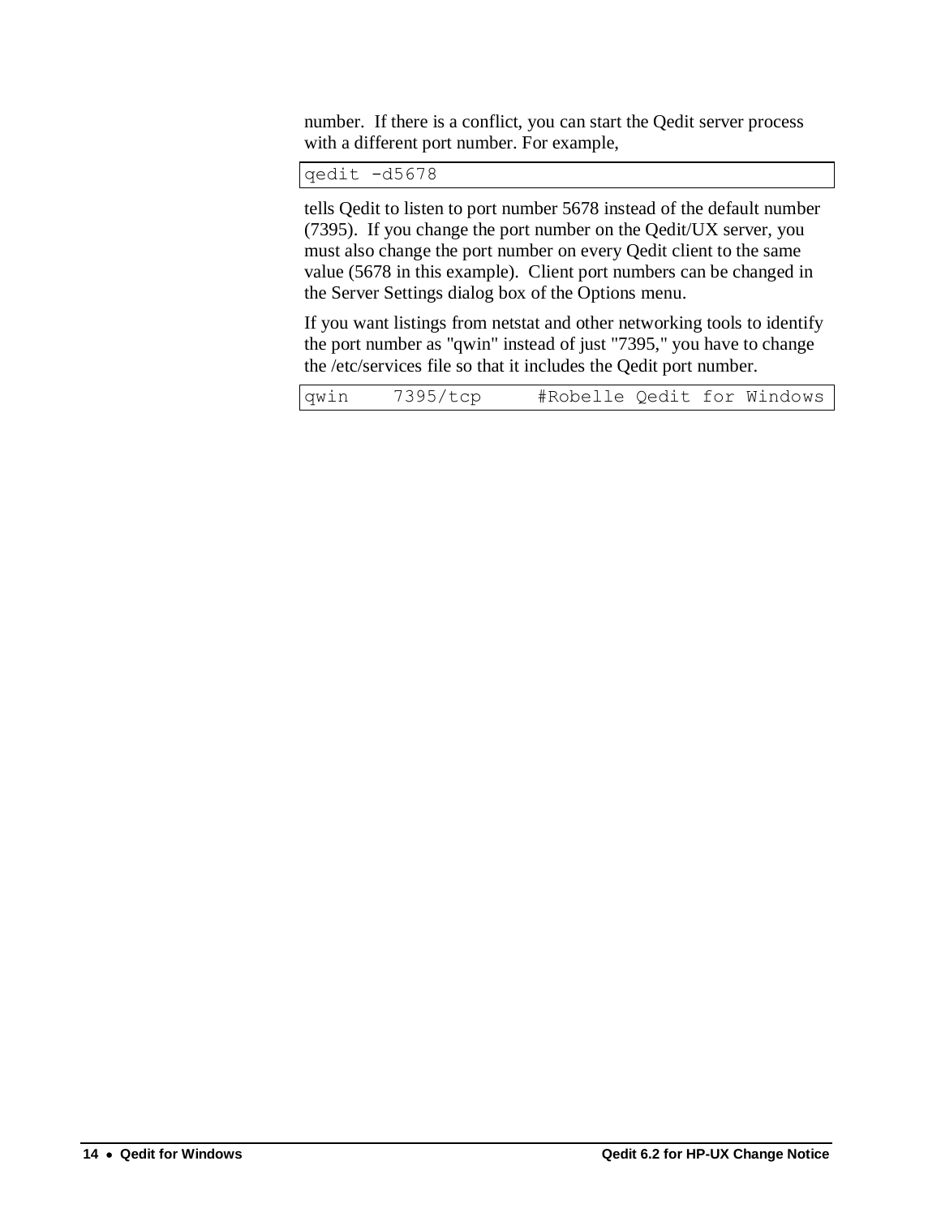number. If there is a conflict, you can start the Qedit server process with a different port number. For example,

```
qedit -d5678
```

tells Qedit to listen to port number 5678 instead of the default number (7395). If you change the port number on the Qedit/UX server, you must also change the port number on every Qedit client to the same value (5678 in this example). Client port numbers can be changed in the Server Settings dialog box of the Options menu.

If you want listings from netstat and other networking tools to identify the port number as "qwin" instead of just "7395," you have to change the /etc/services file so that it includes the Qedit port number.

```
qwin    7395/tcp     #Robelle Qedit for Windows
```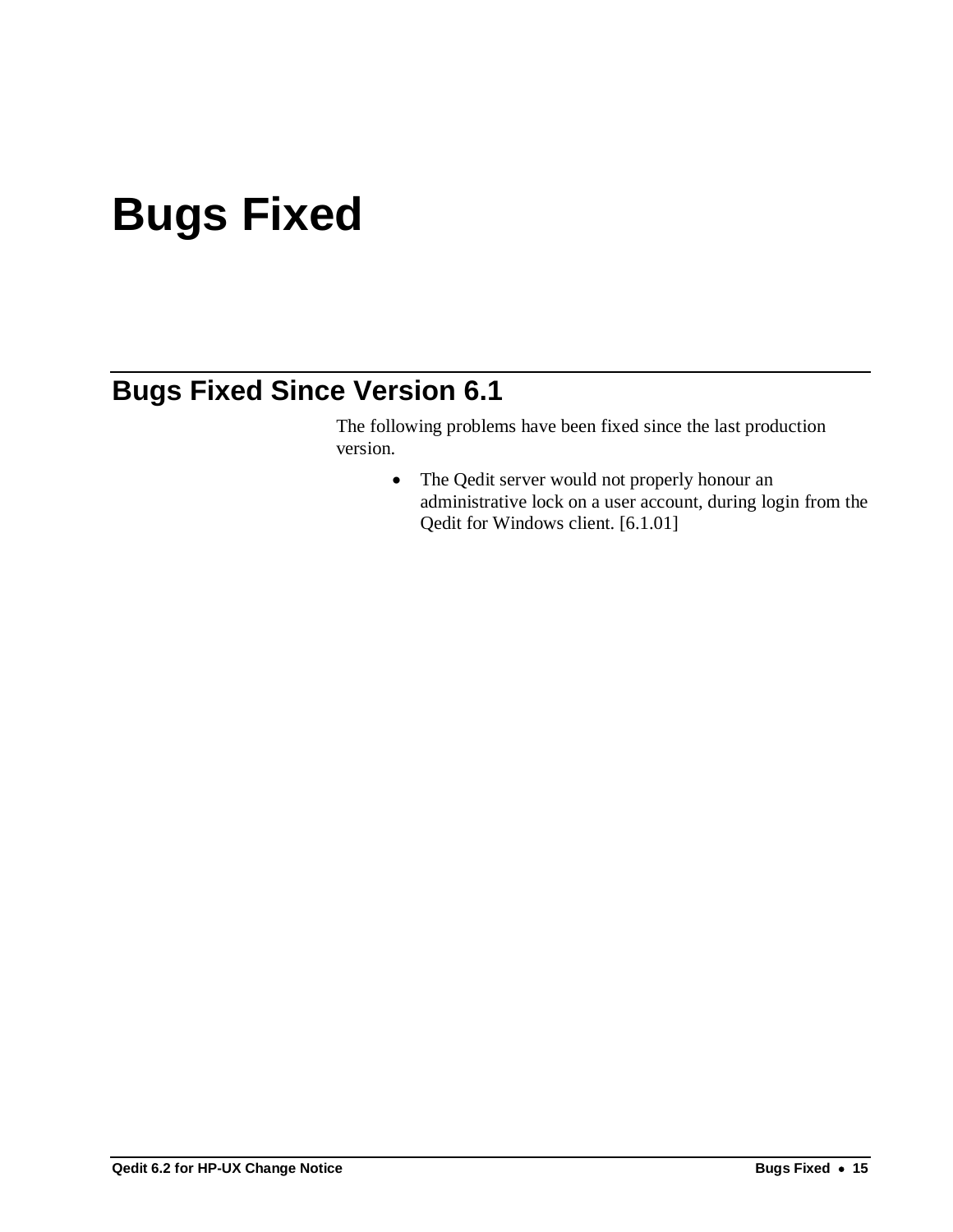# Bugs Fixed

## Bugs Fixed Since Version 6.1

The following problems have been fixed since the last production version.

- The Qedit server would not properly honour an administrative lock on a user account, during login from the Qedit for Windows client. [6.1.01]